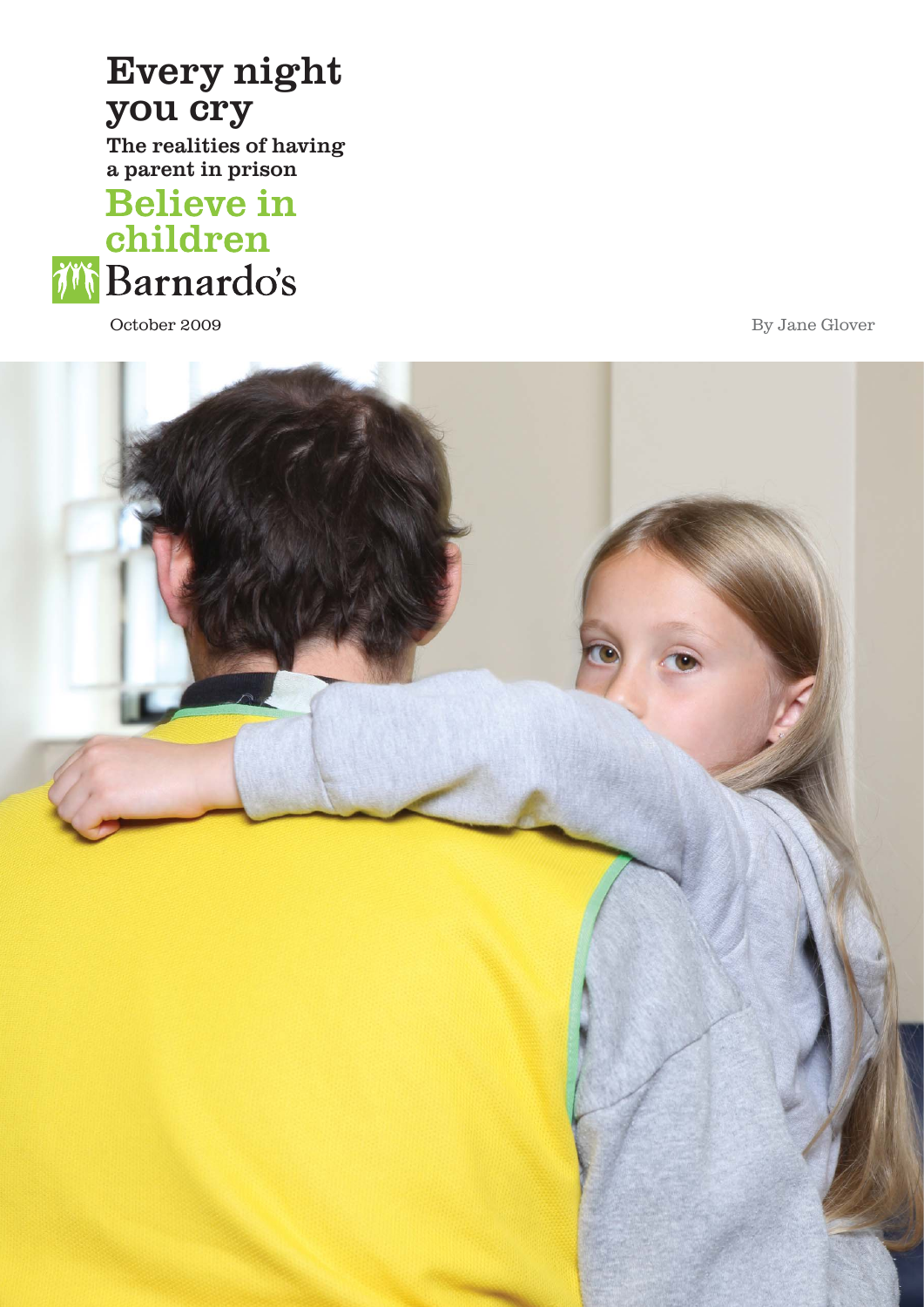# Every night you cry

## The realities of having a parent in prison

Believe in children

Barnardo's

October 2009

By Jane Glover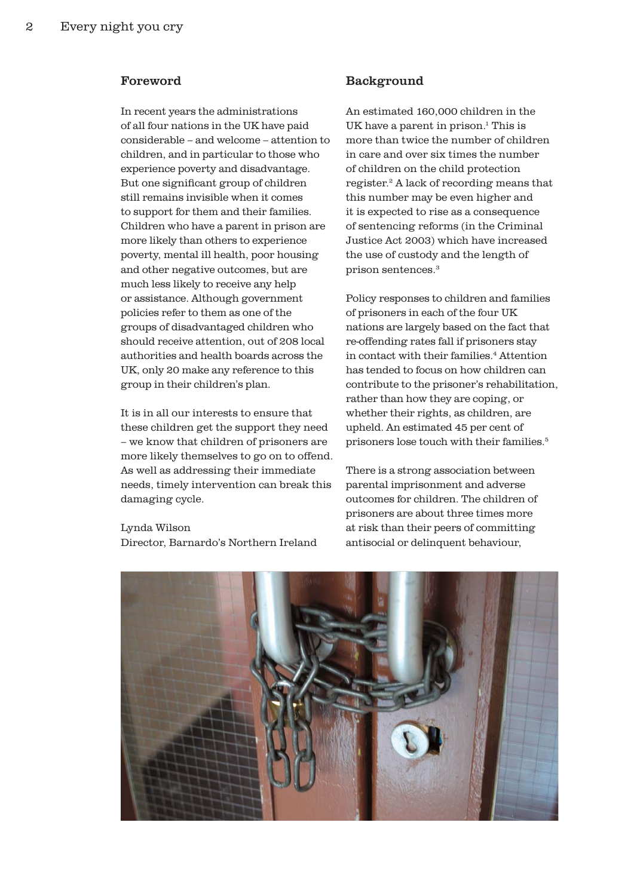## Foreword

In recent years the administrations of all four nations in the UK have paid considerable – and welcome – attention to children, and in particular to those who experience poverty and disadvantage. But one significant group of children still remains invisible when it comes to support for them and their families. Children who have a parent in prison are more likely than others to experience poverty, mental ill health, poor housing and other negative outcomes, but are much less likely to receive any help or assistance. Although government policies refer to them as one of the groups of disadvantaged children who should receive attention, out of 208 local authorities and health boards across the UK, only 20 make any reference to this group in their children's plan.

It is in all our interests to ensure that these children get the support they need – we know that children of prisoners are more likely themselves to go on to offend. As well as addressing their immediate needs, timely intervention can break this damaging cycle.

Lynda Wilson
Director, Barnardo's Northern Ireland

## Background

An estimated 160,000 children in the UK have a parent in prison.[1] This is more than twice the number of children in care and over six times the number of children on the child protection register.[2] A lack of recording means that this number may be even higher and it is expected to rise as a consequence of sentencing reforms (in the Criminal Justice Act 2003) which have increased the use of custody and the length of prison sentences.[3]

Policy responses to children and families of prisoners in each of the four UK nations are largely based on the fact that re-offending rates fall if prisoners stay in contact with their families.[4] Attention has tended to focus on how children can contribute to the prisoner's rehabilitation, rather than how they are coping, or whether their rights, as children, are upheld. An estimated 45 per cent of prisoners lose touch with their families.[5]

There is a strong association between parental imprisonment and adverse outcomes for children. The children of prisoners are about three times more at risk than their peers of committing antisocial or delinquent behaviour,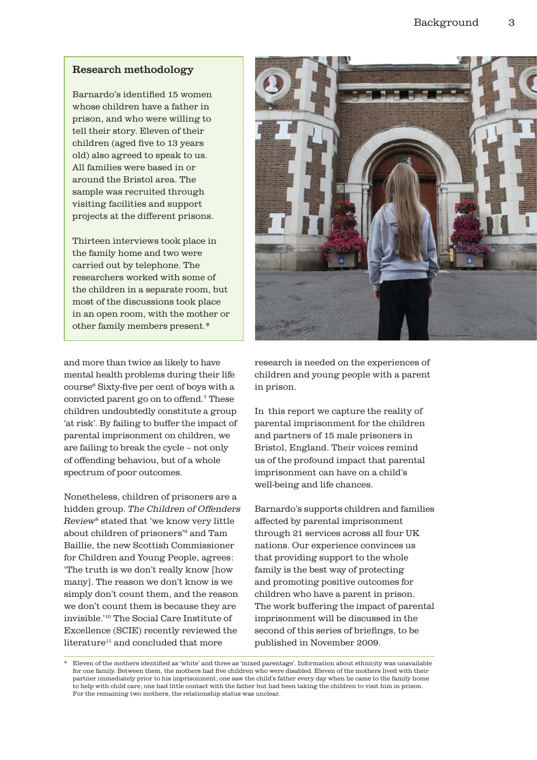## Research methodology

Barnardo's identified 15 women whose children have a father in prison, and who were willing to tell their story. Eleven of their children (aged five to 13 years old) also agreed to speak to us. All families were based in or around the Bristol area. The sample was recruited through visiting facilities and support projects at the different prisons.

Thirteen interviews took place in the family home and two were carried out by telephone. The researchers worked with some of the children in a separate room, but most of the discussions took place in an open room, with the mother or other family members present.*

and more than twice as likely to have mental health problems during their life course[6] Sixty-five per cent of boys with a convicted parent go on to offend.[7] These children undoubtedly constitute a group 'at risk'. By failing to buffer the impact of parental imprisonment on children, we are failing to break the cycle – not only of offending behaviou, but of a whole spectrum of poor outcomes.

Nonetheless, children of prisoners are a hidden group. *The Children of Offenders Review*[8] stated that 'we know very little about children of prisoners'[9] and Tam Baillie, the new Scottish Commissioner for Children and Young People, agrees: 'The truth is we don't really know [how many]. The reason we don't know is we simply don't count them, and the reason we don't count them is because they are invisible.'[10] The Social Care Institute of Excellence (SCIE) recently reviewed the literature[11] and concluded that more research is needed on the experiences of children and young people with a parent in prison.

In this report we capture the reality of parental imprisonment for the children and partners of 15 male prisoners in Bristol, England. Their voices remind us of the profound impact that parental imprisonment can have on a child's well-being and life chances.

Barnardo's supports children and families affected by parental imprisonment through 21 services across all four UK nations. Our experience convinces us that providing support to the whole family is the best way of protecting and promoting positive outcomes for children who have a parent in prison. The work buffering the impact of parental imprisonment will be discussed in the second of this series of briefings, to be published in November 2009.

\* Eleven of the mothers identified as 'white' and three as 'mixed parentage'. Information about ethnicity was unavailable for one family. Between them, the mothers had five children who were disabled. Eleven of the mothers lived with their partner immediately prior to his imprisonment; one saw the child's father every day when he came to the family home to help with child care; one had little contact with the father but had been taking the children to visit him in prison. For the remaining two mothers, the relationship status was unclear.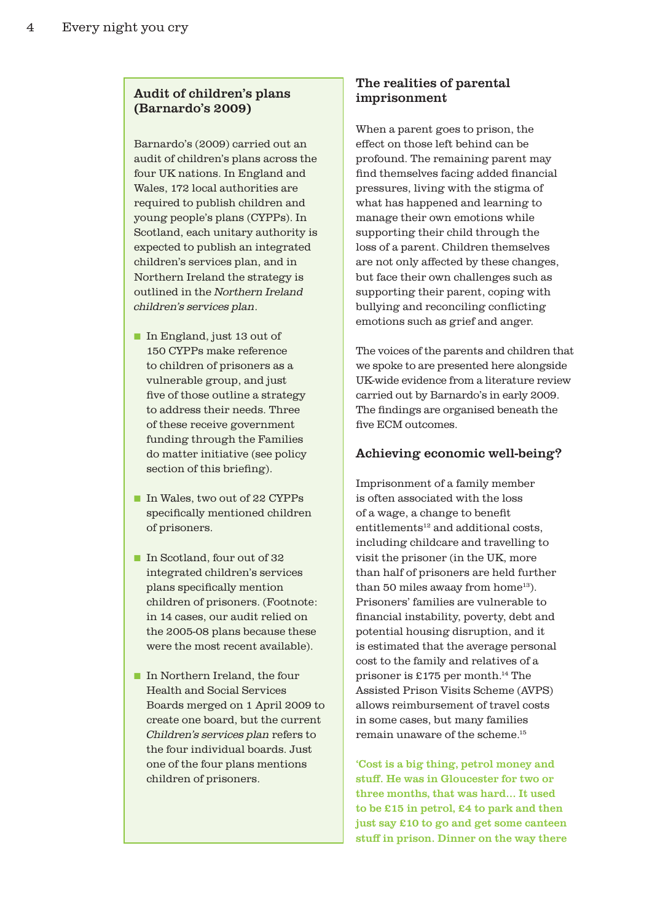## Audit of children's plans (Barnardo's 2009)

Barnardo's (2009) carried out an audit of children's plans across the four UK nations. In England and Wales, 172 local authorities are required to publish children and young people's plans (CYPPs). In Scotland, each unitary authority is expected to publish an integrated children's services plan, and in Northern Ireland the strategy is outlined in the *Northern Ireland children's services plan*.

- In England, just 13 out of 150 CYPPs make reference to children of prisoners as a vulnerable group, and just five of those outline a strategy to address their needs. Three of these receive government funding through the Families do matter initiative (see policy section of this briefing).
- In Wales, two out of 22 CYPPs specifically mentioned children of prisoners.
- In Scotland, four out of 32 integrated children's services plans specifically mention children of prisoners. (Footnote: in 14 cases, our audit relied on the 2005-08 plans because these were the most recent available).
- In Northern Ireland, the four Health and Social Services Boards merged on 1 April 2009 to create one board, but the current *Children's services plan* refers to the four individual boards. Just one of the four plans mentions children of prisoners.

## The realities of parental imprisonment

When a parent goes to prison, the effect on those left behind can be profound. The remaining parent may find themselves facing added financial pressures, living with the stigma of what has happened and learning to manage their own emotions while supporting their child through the loss of a parent. Children themselves are not only affected by these changes, but face their own challenges such as supporting their parent, coping with bullying and reconciling conflicting emotions such as grief and anger.

The voices of the parents and children that we spoke to are presented here alongside UK-wide evidence from a literature review carried out by Barnardo's in early 2009. The findings are organised beneath the five ECM outcomes.

## Achieving economic well-being?

Imprisonment of a family member is often associated with the loss of a wage, a change to benefit entitlements[12] and additional costs, including childcare and travelling to visit the prisoner (in the UK, more than half of prisoners are held further than 50 miles awaay from home[13]). Prisoners' families are vulnerable to financial instability, poverty, debt and potential housing disruption, and it is estimated that the average personal cost to the family and relatives of a prisoner is £175 per month.[14] The Assisted Prison Visits Scheme (AVPS) allows reimbursement of travel costs in some cases, but many families remain unaware of the scheme.[15]

**'Cost is a big thing, petrol money and stuff. He was in Gloucester for two or three months, that was hard... It used to be £15 in petrol, £4 to park and then just say £10 to go and get some canteen stuff in prison. Dinner on the way there**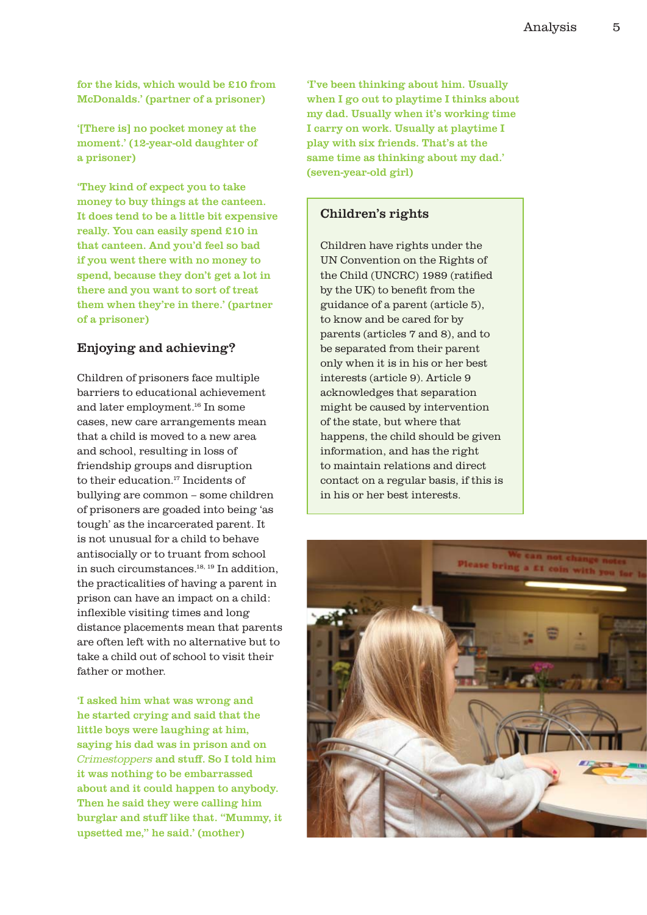for the kids, which would be £10 from McDonalds.' (partner of a prisoner)

'[There is] no pocket money at the moment.' (12-year-old daughter of a prisoner)

'They kind of expect you to take money to buy things at the canteen. It does tend to be a little bit expensive really. You can easily spend £10 in that canteen. And you'd feel so bad if you went there with no money to spend, because they don't get a lot in there and you want to sort of treat them when they're in there.' (partner of a prisoner)

### Enjoying and achieving?

Children of prisoners face multiple barriers to educational achievement and later employment.[16] In some cases, new care arrangements mean that a child is moved to a new area and school, resulting in loss of friendship groups and disruption to their education.[17] Incidents of bullying are common – some children of prisoners are goaded into being 'as tough' as the incarcerated parent. It is not unusual for a child to behave antisocially or to truant from school in such circumstances.[18, 19] In addition, the practicalities of having a parent in prison can have an impact on a child: inflexible visiting times and long distance placements mean that parents are often left with no alternative but to take a child out of school to visit their father or mother.

'I asked him what was wrong and he started crying and said that the little boys were laughing at him, saying his dad was in prison and on *Crimestoppers* and stuff. So I told him it was nothing to be embarrassed about and it could happen to anybody. Then he said they were calling him burglar and stuff like that. "Mummy, it upsetted me," he said.' (mother)

'I've been thinking about him. Usually when I go out to playtime I thinks about my dad. Usually when it's working time I carry on work. Usually at playtime I play with six friends. That's at the same time as thinking about my dad.' (seven-year-old girl)

### Children's rights

Children have rights under the UN Convention on the Rights of the Child (UNCRC) 1989 (ratified by the UK) to benefit from the guidance of a parent (article 5), to know and be cared for by parents (articles 7 and 8), and to be separated from their parent only when it is in his or her best interests (article 9). Article 9 acknowledges that separation might be caused by intervention of the state, but where that happens, the child should be given information, and has the right to maintain relations and direct contact on a regular basis, if this is in his or her best interests.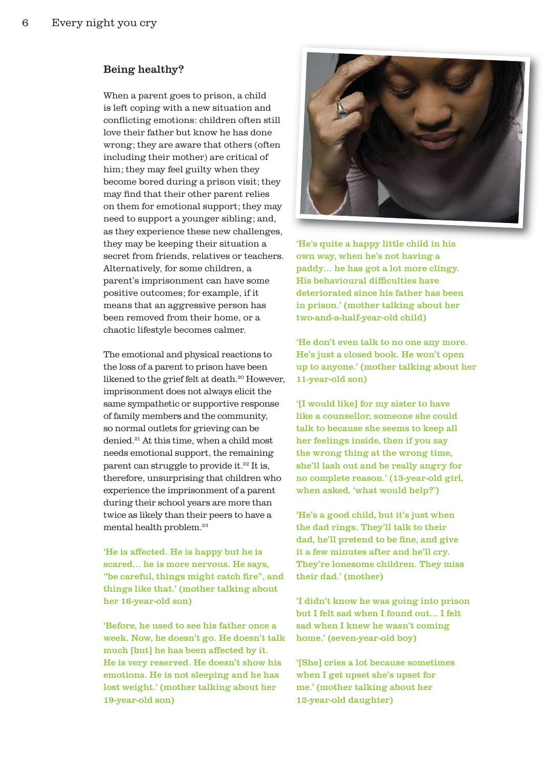## Being healthy?

When a parent goes to prison, a child is left coping with a new situation and conflicting emotions: children often still love their father but know he has done wrong; they are aware that others (often including their mother) are critical of him; they may feel guilty when they become bored during a prison visit; they may find that their other parent relies on them for emotional support; they may need to support a younger sibling; and, as they experience these new challenges, they may be keeping their situation a secret from friends, relatives or teachers. Alternatively, for some children, a parent's imprisonment can have some positive outcomes; for example, if it means that an aggressive person has been removed from their home, or a chaotic lifestyle becomes calmer.

The emotional and physical reactions to the loss of a parent to prison have been likened to the grief felt at death.[20] However, imprisonment does not always elicit the same sympathetic or supportive response of family members and the community, so normal outlets for grieving can be denied.[21] At this time, when a child most needs emotional support, the remaining parent can struggle to provide it.[22] It is, therefore, unsurprising that children who experience the imprisonment of a parent during their school years are more than twice as likely than their peers to have a mental health problem.[23]

**'He is affected. He is happy but he is scared… he is more nervous. He says, "be careful, things might catch fire", and things like that.' (mother talking about her 16-year-old son)**

**'Before, he used to see his father once a week. Now, he doesn't go. He doesn't talk much [but] he has been affected by it. He is very reserved. He doesn't show his emotions. He is not sleeping and he has lost weight.' (mother talking about her 19-year-old son)**

**'He's quite a happy little child in his own way, when he's not having a paddy… he has got a lot more clingy. His behavioural difficulties have deteriorated since his father has been in prison.' (mother talking about her two-and-a-half-year-old child)**

**'He don't even talk to no one any more. He's just a closed book. He won't open up to anyone.' (mother talking about her 11-year-old son)**

**'[I would like] for my sister to have like a counsellor, someone she could talk to because she seems to keep all her feelings inside, then if you say the wrong thing at the wrong time, she'll lash out and be really angry for no complete reason.' (13-year-old girl, when asked, 'what would help?')**

**'He's a good child, but it's just when the dad rings. They'll talk to their dad, he'll pretend to be fine, and give it a few minutes after and he'll cry. They're lonesome children. They miss their dad.' (mother)**

**'I didn't know he was going into prison but I felt sad when I found out… I felt sad when I knew he wasn't coming home.' (seven-year-old boy)**

**'[She] cries a lot because sometimes when I get upset she's upset for me.' (mother talking about her 12-year-old daughter)**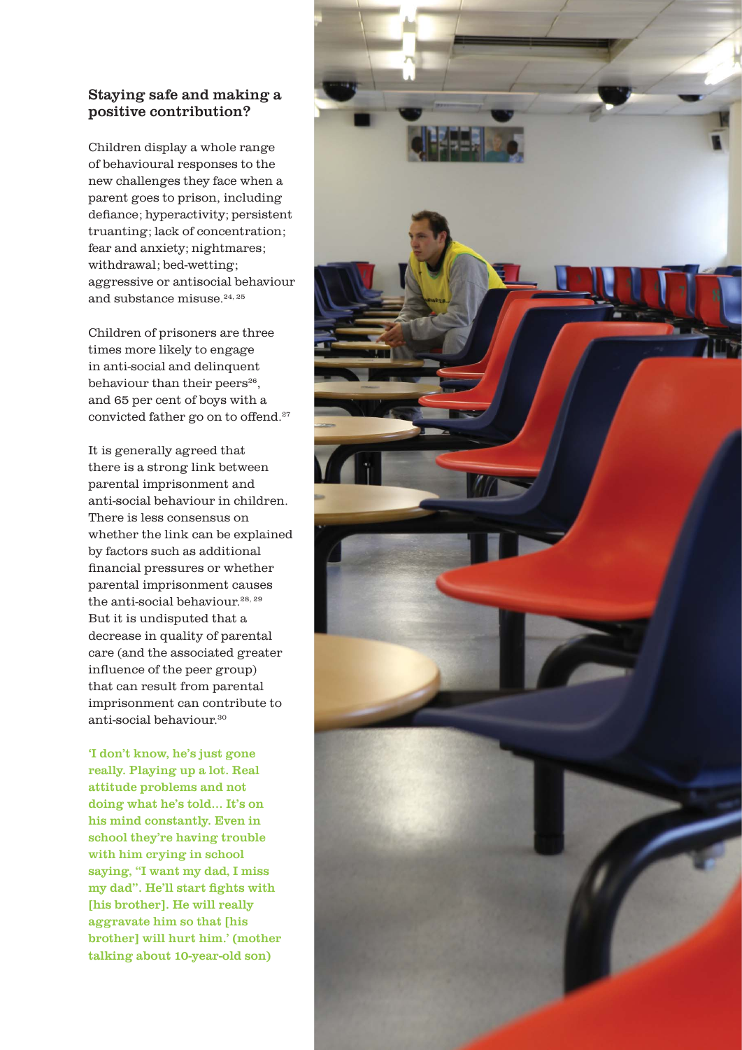## Staying safe and making a positive contribution?

Children display a whole range of behavioural responses to the new challenges they face when a parent goes to prison, including defiance; hyperactivity; persistent truanting; lack of concentration; fear and anxiety; nightmares; withdrawal; bed-wetting; aggressive or antisocial behaviour and substance misuse.[24, 25]

Children of prisoners are three times more likely to engage in anti-social and delinquent behaviour than their peers[26], and 65 per cent of boys with a convicted father go on to offend.[27]

It is generally agreed that there is a strong link between parental imprisonment and anti-social behaviour in children. There is less consensus on whether the link can be explained by factors such as additional financial pressures or whether parental imprisonment causes the anti-social behaviour.[28, 29] But it is undisputed that a decrease in quality of parental care (and the associated greater influence of the peer group) that can result from parental imprisonment can contribute to anti-social behaviour.[30]

**'I don't know, he's just gone really. Playing up a lot. Real attitude problems and not doing what he's told... It's on his mind constantly. Even in school they're having trouble with him crying in school saying, "I want my dad, I miss my dad". He'll start fights with [his brother]. He will really aggravate him so that [his brother] will hurt him.' (mother talking about 10-year-old son)**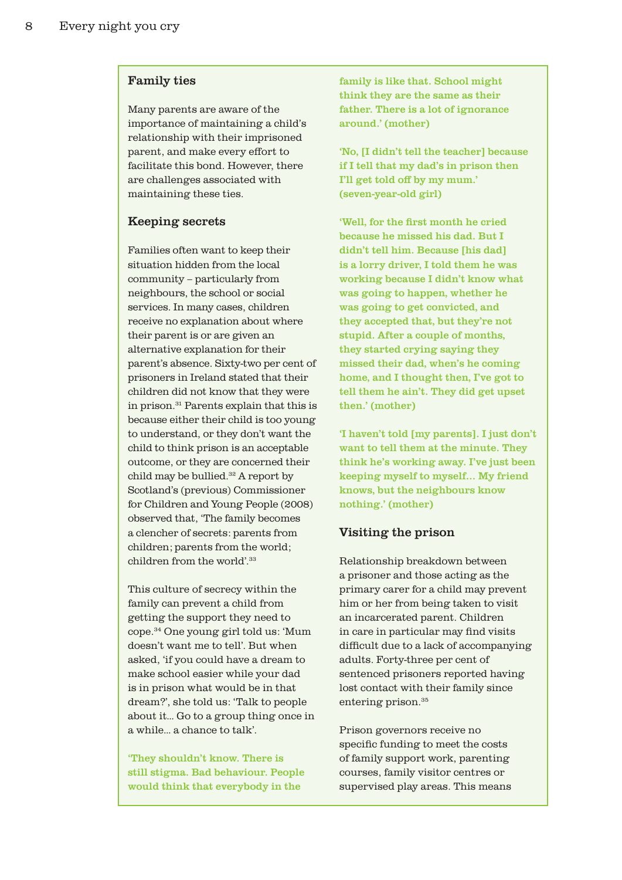## Family ties

Many parents are aware of the importance of maintaining a child's relationship with their imprisoned parent, and make every effort to facilitate this bond. However, there are challenges associated with maintaining these ties.

## Keeping secrets

Families often want to keep their situation hidden from the local community – particularly from neighbours, the school or social services. In many cases, children receive no explanation about where their parent is or are given an alternative explanation for their parent's absence. Sixty-two per cent of prisoners in Ireland stated that their children did not know that they were in prison.[31] Parents explain that this is because either their child is too young to understand, or they don't want the child to think prison is an acceptable outcome, or they are concerned their child may be bullied.[32] A report by Scotland's (previous) Commissioner for Children and Young People (2008) observed that, 'The family becomes a clencher of secrets: parents from children; parents from the world; children from the world'.[33]

This culture of secrecy within the family can prevent a child from getting the support they need to cope.[34] One young girl told us: 'Mum doesn't want me to tell'. But when asked, 'if you could have a dream to make school easier while your dad is in prison what would be in that dream?', she told us: 'Talk to people about it... Go to a group thing once in a while... a chance to talk'.

**'They shouldn't know. There is still stigma. Bad behaviour. People would think that everybody in the family is like that. School might think they are the same as their father. There is a lot of ignorance around.' (mother)**

**'No, [I didn't tell the teacher] because if I tell that my dad's in prison then I'll get told off by my mum.' (seven-year-old girl)**

**'Well, for the first month he cried because he missed his dad. But I didn't tell him. Because [his dad] is a lorry driver, I told them he was working because I didn't know what was going to happen, whether he was going to get convicted, and they accepted that, but they're not stupid. After a couple of months, they started crying saying they missed their dad, when's he coming home, and I thought then, I've got to tell them he ain't. They did get upset then.' (mother)**

**'I haven't told [my parents]. I just don't want to tell them at the minute. They think he's working away. I've just been keeping myself to myself... My friend knows, but the neighbours know nothing.' (mother)**

## Visiting the prison

Relationship breakdown between a prisoner and those acting as the primary carer for a child may prevent him or her from being taken to visit an incarcerated parent. Children in care in particular may find visits difficult due to a lack of accompanying adults. Forty-three per cent of sentenced prisoners reported having lost contact with their family since entering prison.[35]

Prison governors receive no specific funding to meet the costs of family support work, parenting courses, family visitor centres or supervised play areas. This means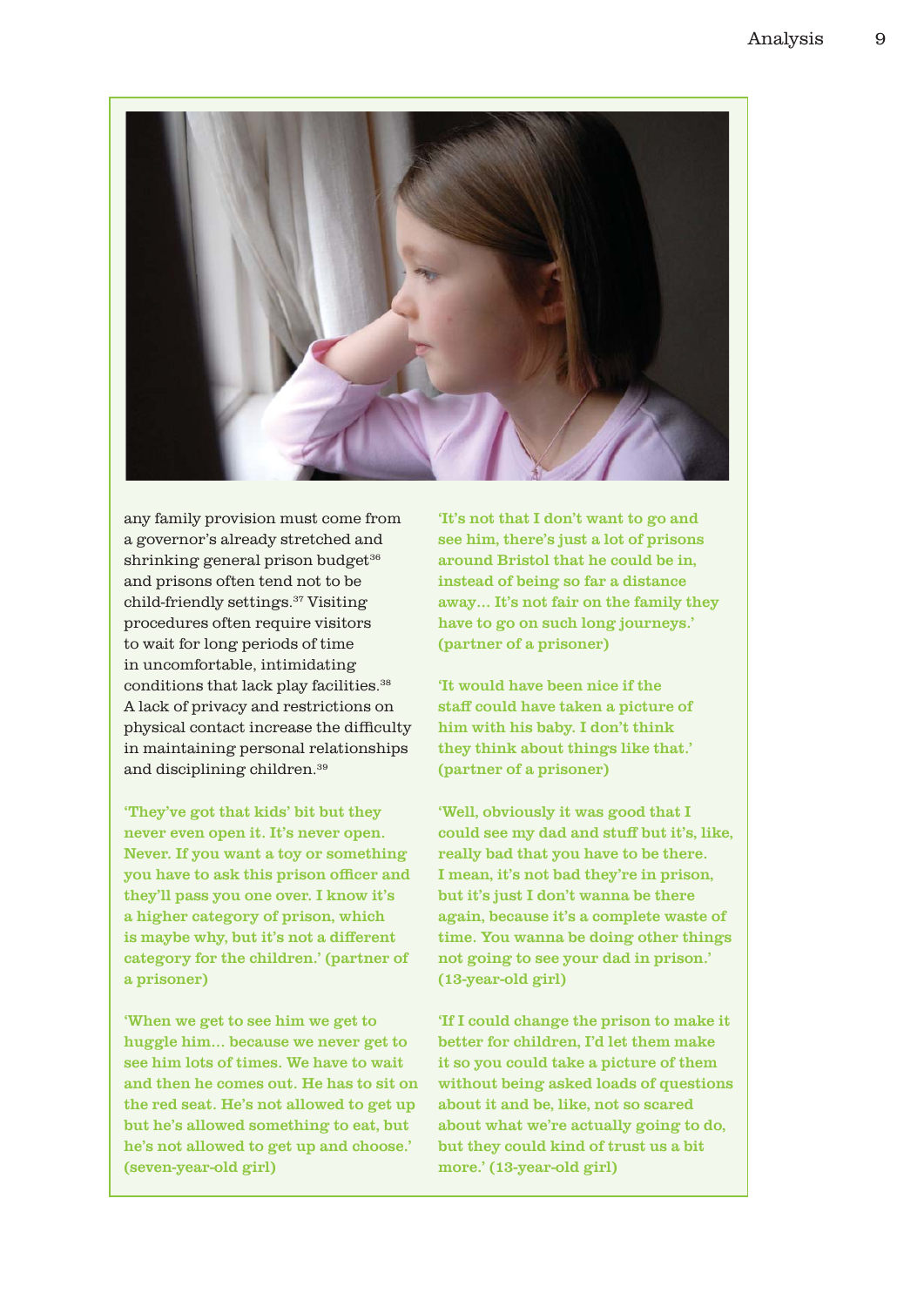any family provision must come from a governor's already stretched and shrinking general prison budget[36] and prisons often tend not to be child-friendly settings.[37] Visiting procedures often require visitors to wait for long periods of time in uncomfortable, intimidating conditions that lack play facilities.[38] A lack of privacy and restrictions on physical contact increase the difficulty in maintaining personal relationships and disciplining children.[39]

'They've got that kids' bit but they never even open it. It's never open. Never. If you want a toy or something you have to ask this prison officer and they'll pass you one over. I know it's a higher category of prison, which is maybe why, but it's not a different category for the children.' (partner of a prisoner)

'When we get to see him we get to huggle him… because we never get to see him lots of times. We have to wait and then he comes out. He has to sit on the red seat. He's not allowed to get up but he's allowed something to eat, but he's not allowed to get up and choose.' (seven-year-old girl)

'It's not that I don't want to go and see him, there's just a lot of prisons around Bristol that he could be in, instead of being so far a distance away… It's not fair on the family they have to go on such long journeys.' (partner of a prisoner)

'It would have been nice if the staff could have taken a picture of him with his baby. I don't think they think about things like that.' (partner of a prisoner)

'Well, obviously it was good that I could see my dad and stuff but it's, like, really bad that you have to be there. I mean, it's not bad they're in prison, but it's just I don't wanna be there again, because it's a complete waste of time. You wanna be doing other things not going to see your dad in prison.' (13-year-old girl)

'If I could change the prison to make it better for children, I'd let them make it so you could take a picture of them without being asked loads of questions about it and be, like, not so scared about what we're actually going to do, but they could kind of trust us a bit more.' (13-year-old girl)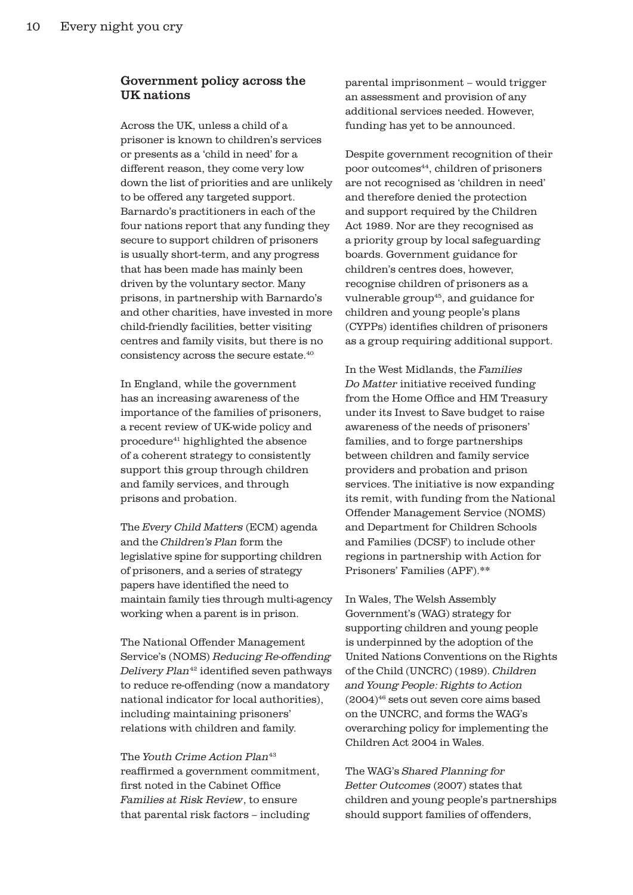## Government policy across the UK nations

Across the UK, unless a child of a prisoner is known to children's services or presents as a 'child in need' for a different reason, they come very low down the list of priorities and are unlikely to be offered any targeted support. Barnardo's practitioners in each of the four nations report that any funding they secure to support children of prisoners is usually short-term, and any progress that has been made has mainly been driven by the voluntary sector. Many prisons, in partnership with Barnardo's and other charities, have invested in more child-friendly facilities, better visiting centres and family visits, but there is no consistency across the secure estate.[40]

In England, while the government has an increasing awareness of the importance of the families of prisoners, a recent review of UK-wide policy and procedure[41] highlighted the absence of a coherent strategy to consistently support this group through children and family services, and through prisons and probation.

The *Every Child Matters* (ECM) agenda and the *Children's Plan* form the legislative spine for supporting children of prisoners, and a series of strategy papers have identified the need to maintain family ties through multi-agency working when a parent is in prison.

The National Offender Management Service's (NOMS) *Reducing Re-offending Delivery Plan*[42] identified seven pathways to reduce re-offending (now a mandatory national indicator for local authorities), including maintaining prisoners' relations with children and family.

The *Youth Crime Action Plan*[43] reaffirmed a government commitment, first noted in the Cabinet Office *Families at Risk Review*, to ensure that parental risk factors – including parental imprisonment – would trigger an assessment and provision of any additional services needed. However, funding has yet to be announced.

Despite government recognition of their poor outcomes[44], children of prisoners are not recognised as 'children in need' and therefore denied the protection and support required by the Children Act 1989. Nor are they recognised as a priority group by local safeguarding boards. Government guidance for children's centres does, however, recognise children of prisoners as a vulnerable group[45], and guidance for children and young people's plans (CYPPs) identifies children of prisoners as a group requiring additional support.

In the West Midlands, the *Families Do Matter* initiative received funding from the Home Office and HM Treasury under its Invest to Save budget to raise awareness of the needs of prisoners' families, and to forge partnerships between children and family service providers and probation and prison services. The initiative is now expanding its remit, with funding from the National Offender Management Service (NOMS) and Department for Children Schools and Families (DCSF) to include other regions in partnership with Action for Prisoners' Families (APF).**

In Wales, The Welsh Assembly Government's (WAG) strategy for supporting children and young people is underpinned by the adoption of the United Nations Conventions on the Rights of the Child (UNCRC) (1989). *Children and Young People: Rights to Action* (2004)[46] sets out seven core aims based on the UNCRC, and forms the WAG's overarching policy for implementing the Children Act 2004 in Wales.

The WAG's *Shared Planning for Better Outcomes* (2007) states that children and young people's partnerships should support families of offenders,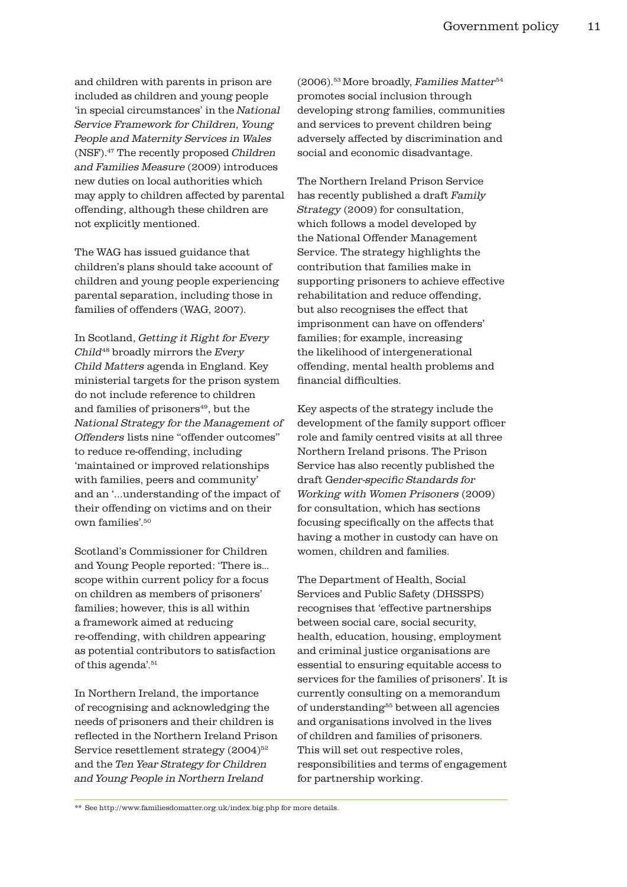and children with parents in prison are included as children and young people 'in special circumstances' in the *National Service Framework for Children, Young People and Maternity Services in Wales* (NSF).[47] The recently proposed *Children and Families Measure* (2009) introduces new duties on local authorities which may apply to children affected by parental offending, although these children are not explicitly mentioned.

The WAG has issued guidance that children's plans should take account of children and young people experiencing parental separation, including those in families of offenders (WAG, 2007).

In Scotland, *Getting it Right for Every Child*[48] broadly mirrors the *Every Child Matters* agenda in England. Key ministerial targets for the prison system do not include reference to children and families of prisoners[49], but the *National Strategy for the Management of Offenders* lists nine "offender outcomes" to reduce re-offending, including 'maintained or improved relationships with families, peers and community' and an '...understanding of the impact of their offending on victims and on their own families'.[50]

Scotland's Commissioner for Children and Young People reported: 'There is... scope within current policy for a focus on children as members of prisoners' families; however, this is all within a framework aimed at reducing re-offending, with children appearing as potential contributors to satisfaction of this agenda'.[51]

In Northern Ireland, the importance of recognising and acknowledging the needs of prisoners and their children is reflected in the Northern Ireland Prison Service resettlement strategy (2004)[52] and the *Ten Year Strategy for Children and Young People in Northern Ireland* (2006).[53] More broadly, *Families Matter*[54] promotes social inclusion through developing strong families, communities and services to prevent children being adversely affected by discrimination and social and economic disadvantage.

The Northern Ireland Prison Service has recently published a draft *Family Strategy* (2009) for consultation, which follows a model developed by the National Offender Management Service. The strategy highlights the contribution that families make in supporting prisoners to achieve effective rehabilitation and reduce offending, but also recognises the effect that imprisonment can have on offenders' families; for example, increasing the likelihood of intergenerational offending, mental health problems and financial difficulties.

Key aspects of the strategy include the development of the family support officer role and family centred visits at all three Northern Ireland prisons. The Prison Service has also recently published the draft *Gender-specific Standards for Working with Women Prisoners* (2009) for consultation, which has sections focusing specifically on the affects that having a mother in custody can have on women, children and families.

The Department of Health, Social Services and Public Safety (DHSSPS) recognises that 'effective partnerships between social care, social security, health, education, housing, employment and criminal justice organisations are essential to ensuring equitable access to services for the families of prisoners'. It is currently consulting on a memorandum of understanding[55] between all agencies and organisations involved in the lives of children and families of prisoners. This will set out respective roles, responsibilities and terms of engagement for partnership working.

---

** See http://www.familiesdomatter.org.uk/index.big.php for more details.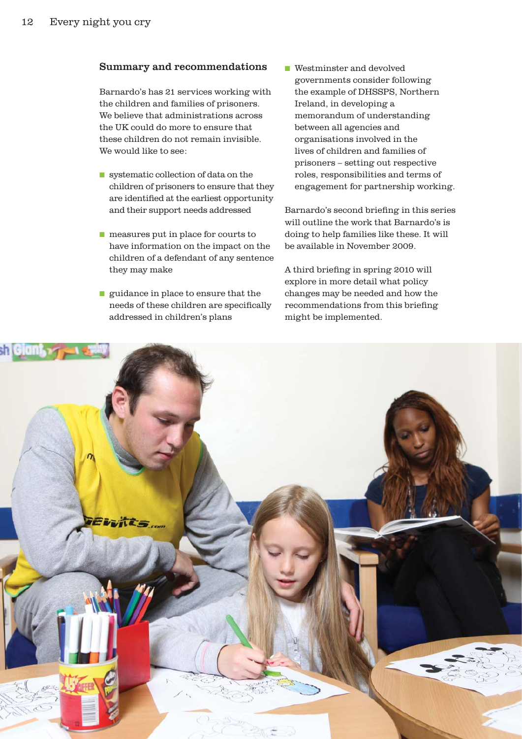## Summary and recommendations

Barnardo's has 21 services working with the children and families of prisoners. We believe that administrations across the UK could do more to ensure that these children do not remain invisible. We would like to see:

- systematic collection of data on the children of prisoners to ensure that they are identified at the earliest opportunity and their support needs addressed
- measures put in place for courts to have information on the impact on the children of a defendant of any sentence they may make
- guidance in place to ensure that the needs of these children are specifically addressed in children's plans
- Westminster and devolved governments consider following the example of DHSSPS, Northern Ireland, in developing a memorandum of understanding between all agencies and organisations involved in the lives of children and families of prisoners – setting out respective roles, responsibilities and terms of engagement for partnership working.

Barnardo's second briefing in this series will outline the work that Barnardo's is doing to help families like these. It will be available in November 2009.

A third briefing in spring 2010 will explore in more detail what policy changes may be needed and how the recommendations from this briefing might be implemented.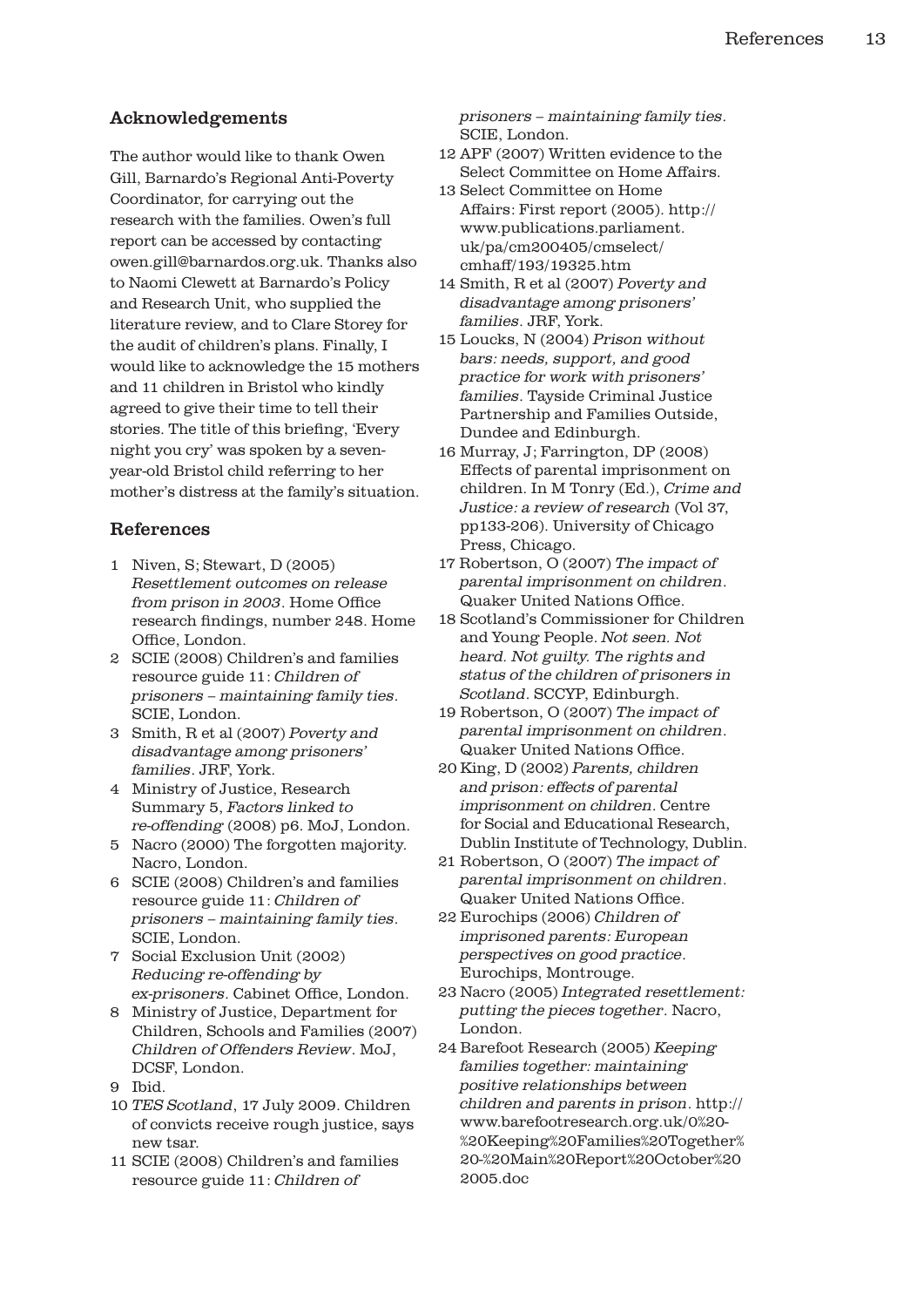## Acknowledgements

The author would like to thank Owen Gill, Barnardo's Regional Anti-Poverty Coordinator, for carrying out the research with the families. Owen's full report can be accessed by contacting owen.gill@barnardos.org.uk. Thanks also to Naomi Clewett at Barnardo's Policy and Research Unit, who supplied the literature review, and to Clare Storey for the audit of children's plans. Finally, I would like to acknowledge the 15 mothers and 11 children in Bristol who kindly agreed to give their time to tell their stories. The title of this briefing, 'Every night you cry' was spoken by a seven-year-old Bristol child referring to her mother's distress at the family's situation.

## References

1. Niven, S; Stewart, D (2005) *Resettlement outcomes on release from prison in 2003*. Home Office research findings, number 248. Home Office, London.
2. SCIE (2008) Children's and families resource guide 11: *Children of prisoners – maintaining family ties*. SCIE, London.
3. Smith, R et al (2007) *Poverty and disadvantage among prisoners' families*. JRF, York.
4. Ministry of Justice, Research Summary 5, *Factors linked to re-offending* (2008) p6. MoJ, London.
5. Nacro (2000) The forgotten majority. Nacro, London.
6. SCIE (2008) Children's and families resource guide 11: *Children of prisoners – maintaining family ties*. SCIE, London.
7. Social Exclusion Unit (2002) *Reducing re-offending by ex-prisoners*. Cabinet Office, London.
8. Ministry of Justice, Department for Children, Schools and Families (2007) *Children of Offenders Review*. MoJ, DCSF, London.
9. Ibid.
10. *TES Scotland*, 17 July 2009. Children of convicts receive rough justice, says new tsar.
11. SCIE (2008) Children's and families resource guide 11: *Children of prisoners – maintaining family ties*. SCIE, London.
12. APF (2007) Written evidence to the Select Committee on Home Affairs.
13. Select Committee on Home Affairs: First report (2005). http://www.publications.parliament.uk/pa/cm200405/cmselect/cmhaff/193/19325.htm
14. Smith, R et al (2007) *Poverty and disadvantage among prisoners' families*. JRF, York.
15. Loucks, N (2004) *Prison without bars: needs, support, and good practice for work with prisoners' families*. Tayside Criminal Justice Partnership and Families Outside, Dundee and Edinburgh.
16. Murray, J; Farrington, DP (2008) Effects of parental imprisonment on children. In M Tonry (Ed.), *Crime and Justice: a review of research* (Vol 37, pp133-206). University of Chicago Press, Chicago.
17. Robertson, O (2007) *The impact of parental imprisonment on children*. Quaker United Nations Office.
18. Scotland's Commissioner for Children and Young People. *Not seen. Not heard. Not guilty. The rights and status of the children of prisoners in Scotland*. SCCYP, Edinburgh.
19. Robertson, O (2007) *The impact of parental imprisonment on children*. Quaker United Nations Office.
20. King, D (2002) *Parents, children and prison: effects of parental imprisonment on children*. Centre for Social and Educational Research, Dublin Institute of Technology, Dublin.
21. Robertson, O (2007) *The impact of parental imprisonment on children*. Quaker United Nations Office.
22. Eurochips (2006) *Children of imprisoned parents: European perspectives on good practice*. Eurochips, Montrouge.
23. Nacro (2005) *Integrated resettlement: putting the pieces together*. Nacro, London.
24. Barefoot Research (2005) *Keeping families together: maintaining positive relationships between children and parents in prison*. http://www.barefootresearch.org.uk/0%20-%20Keeping%20Families%20Together%20-%20Main%20Report%20October%202005.doc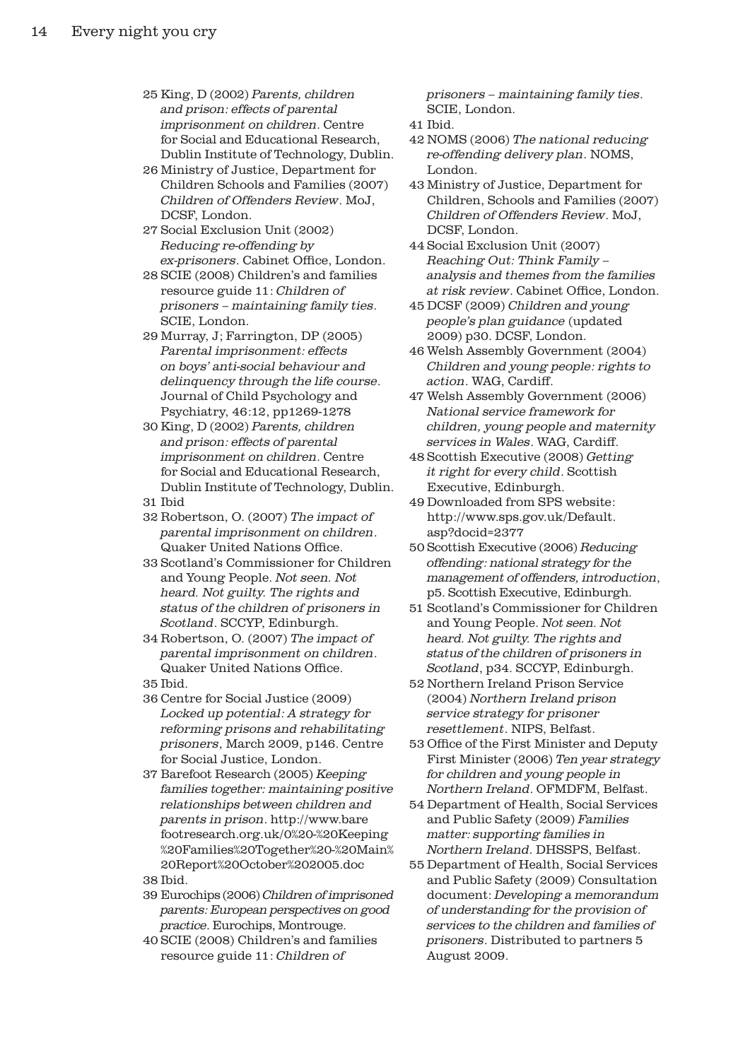25 King, D (2002) *Parents, children and prison: effects of parental imprisonment on children*. Centre for Social and Educational Research, Dublin Institute of Technology, Dublin.

26 Ministry of Justice, Department for Children Schools and Families (2007) *Children of Offenders Review*. MoJ, DCSF, London.

27 Social Exclusion Unit (2002) *Reducing re-offending by ex-prisoners*. Cabinet Office, London.

28 SCIE (2008) Children's and families resource guide 11: *Children of prisoners – maintaining family ties*. SCIE, London.

29 Murray, J; Farrington, DP (2005) *Parental imprisonment: effects on boys' anti-social behaviour and delinquency through the life course*. Journal of Child Psychology and Psychiatry, 46:12, pp1269-1278

30 King, D (2002) *Parents, children and prison: effects of parental imprisonment on children*. Centre for Social and Educational Research, Dublin Institute of Technology, Dublin.

31 Ibid

32 Robertson, O. (2007) *The impact of parental imprisonment on children*. Quaker United Nations Office.

33 Scotland's Commissioner for Children and Young People. *Not seen. Not heard. Not guilty. The rights and status of the children of prisoners in Scotland*. SCCYP, Edinburgh.

34 Robertson, O. (2007) *The impact of parental imprisonment on children*. Quaker United Nations Office.

35 Ibid.

36 Centre for Social Justice (2009) *Locked up potential: A strategy for reforming prisons and rehabilitating prisoners*, March 2009, p146. Centre for Social Justice, London.

37 Barefoot Research (2005) *Keeping families together: maintaining positive relationships between children and parents in prison*. http://www.barefootresearch.org.uk/0%20-%20Keeping%20Families%20Together%20-%20Main%20Report%20October%202005.doc

38 Ibid.

39 Eurochips (2006) *Children of imprisoned parents: European perspectives on good practice*. Eurochips, Montrouge.

40 SCIE (2008) Children's and families resource guide 11: *Children of prisoners – maintaining family ties*. SCIE, London.

41 Ibid.

42 NOMS (2006) *The national reducing re-offending delivery plan*. NOMS, London.

43 Ministry of Justice, Department for Children, Schools and Families (2007) *Children of Offenders Review*. MoJ, DCSF, London.

44 Social Exclusion Unit (2007) *Reaching Out: Think Family – analysis and themes from the families at risk review*. Cabinet Office, London.

45 DCSF (2009) *Children and young people's plan guidance* (updated 2009) p30. DCSF, London.

46 Welsh Assembly Government (2004) *Children and young people: rights to action*. WAG, Cardiff.

47 Welsh Assembly Government (2006) *National service framework for children, young people and maternity services in Wales*. WAG, Cardiff.

48 Scottish Executive (2008) *Getting it right for every child*. Scottish Executive, Edinburgh.

49 Downloaded from SPS website: http://www.sps.gov.uk/Default.asp?docid=2377

50 Scottish Executive (2006) *Reducing offending: national strategy for the management of offenders, introduction*, p5. Scottish Executive, Edinburgh.

51 Scotland's Commissioner for Children and Young People. *Not seen. Not heard. Not guilty. The rights and status of the children of prisoners in Scotland*, p34. SCCYP, Edinburgh.

52 Northern Ireland Prison Service (2004) *Northern Ireland prison service strategy for prisoner resettlement*. NIPS, Belfast.

53 Office of the First Minister and Deputy First Minister (2006) *Ten year strategy for children and young people in Northern Ireland*. OFMDFM, Belfast.

54 Department of Health, Social Services and Public Safety (2009) *Families matter: supporting families in Northern Ireland*. DHSSPS, Belfast.

55 Department of Health, Social Services and Public Safety (2009) Consultation document: *Developing a memorandum of understanding for the provision of services to the children and families of prisoners*. Distributed to partners 5 August 2009.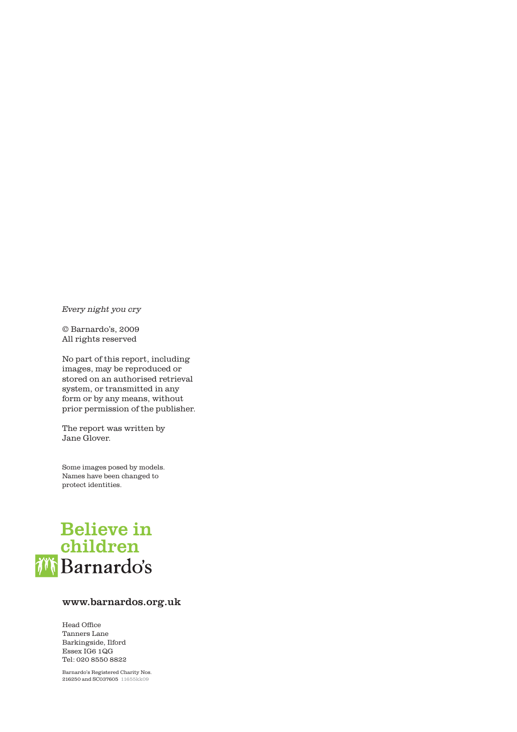*Every night you cry*

© Barnardo's, 2009
All rights reserved

No part of this report, including images, may be reproduced or stored on an authorised retrieval system, or transmitted in any form or by any means, without prior permission of the publisher.

The report was written by Jane Glover.

Some images posed by models. Names have been changed to protect identities.

**Believe in children**
**Barnardo's**

**www.barnardos.org.uk**

Head Office
Tanners Lane
Barkingside, Ilford
Essex IG6 1QG
Tel: 020 8550 8822

Barnardo's Registered Charity Nos. 216250 and SC037605 11655kk09